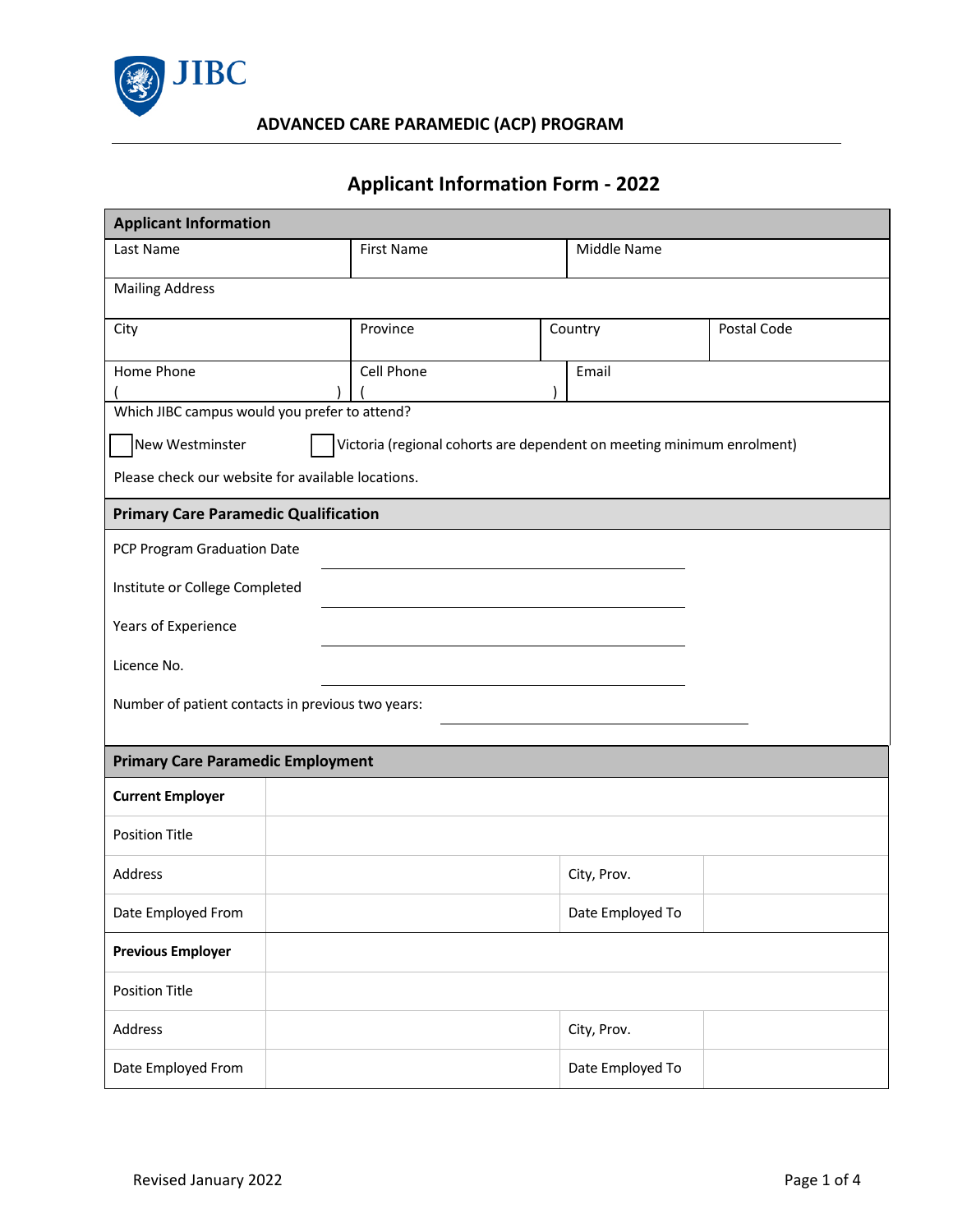JIBC

## ADVANCED CARE PARAMEDIC (ACP) PROGRAM

# Applicant Information Form - 2022

| **Applicant Information** | | | |
|---|---|---|---|
| Last Name | First Name | Middle Name | |
| Mailing Address | | | |
| City | Province | Country | Postal Code |
| Home Phone ( ) | Cell Phone ( ) | Email | |

Which JIBC campus would you prefer to attend?

☐ New Westminster ☐ Victoria (regional cohorts are dependent on meeting minimum enrolment)

Please check our website for available locations.

**Primary Care Paramedic Qualification**

PCP Program Graduation Date ______________________

Institute or College Completed ______________________

Years of Experience ______________________

Licence No. ______________________

Number of patient contacts in previous two years: ______________________

| **Primary Care Paramedic Employment** | | | |
|---|---|---|---|
| **Current Employer** | | | |
| Position Title | | | |
| Address | | City, Prov. | |
| Date Employed From | | Date Employed To | |
| **Previous Employer** | | | |
| Position Title | | | |
| Address | | City, Prov. | |
| Date Employed From | | Date Employed To | |

Revised January 2022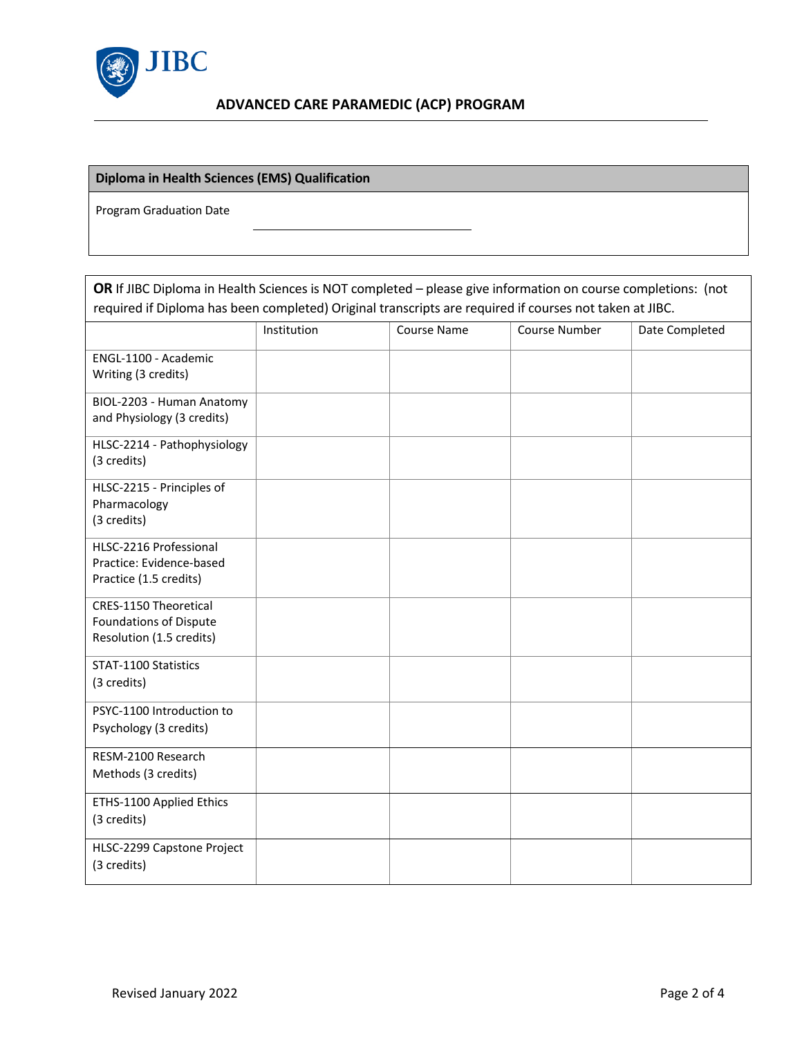# ADVANCED CARE PARAMEDIC (ACP) PROGRAM

| Diploma in Health Sciences (EMS) Qualification |
|---|
| Program Graduation Date ______________________ |

**OR** If JIBC Diploma in Health Sciences is NOT completed – please give information on course completions: (not required if Diploma has been completed) Original transcripts are required if courses not taken at JIBC.

| | Institution | Course Name | Course Number | Date Completed |
|---|---|---|---|---|
| ENGL-1100 - Academic Writing (3 credits) | | | | |
| BIOL-2203 - Human Anatomy and Physiology (3 credits) | | | | |
| HLSC-2214 - Pathophysiology (3 credits) | | | | |
| HLSC-2215 - Principles of Pharmacology (3 credits) | | | | |
| HLSC-2216 Professional Practice: Evidence-based Practice (1.5 credits) | | | | |
| CRES-1150 Theoretical Foundations of Dispute Resolution (1.5 credits) | | | | |
| STAT-1100 Statistics (3 credits) | | | | |
| PSYC-1100 Introduction to Psychology (3 credits) | | | | |
| RESM-2100 Research Methods (3 credits) | | | | |
| ETHS-1100 Applied Ethics (3 credits) | | | | |
| HLSC-2299 Capstone Project (3 credits) | | | | |

Revised January 2022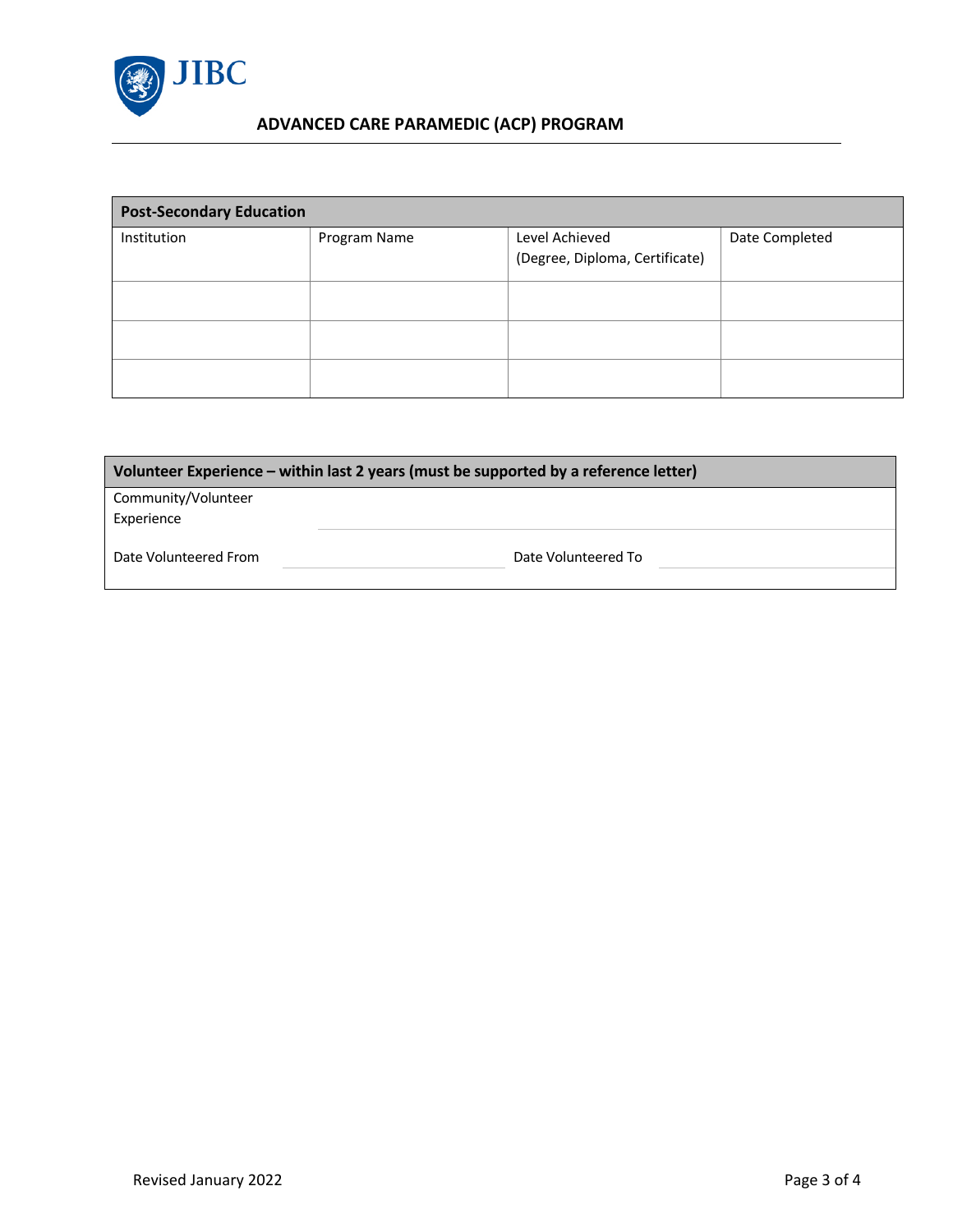## ADVANCED CARE PARAMEDIC (ACP) PROGRAM

| Post-Secondary Education | | | |
|---|---|---|---|
| Institution | Program Name | Level Achieved (Degree, Diploma, Certificate) | Date Completed |
| | | | |
| | | | |
| | | | |

| Volunteer Experience – within last 2 years (must be supported by a reference letter) | | | |
|---|---|---|---|
| Community/Volunteer Experience | | | |
| Date Volunteered From | | Date Volunteered To | |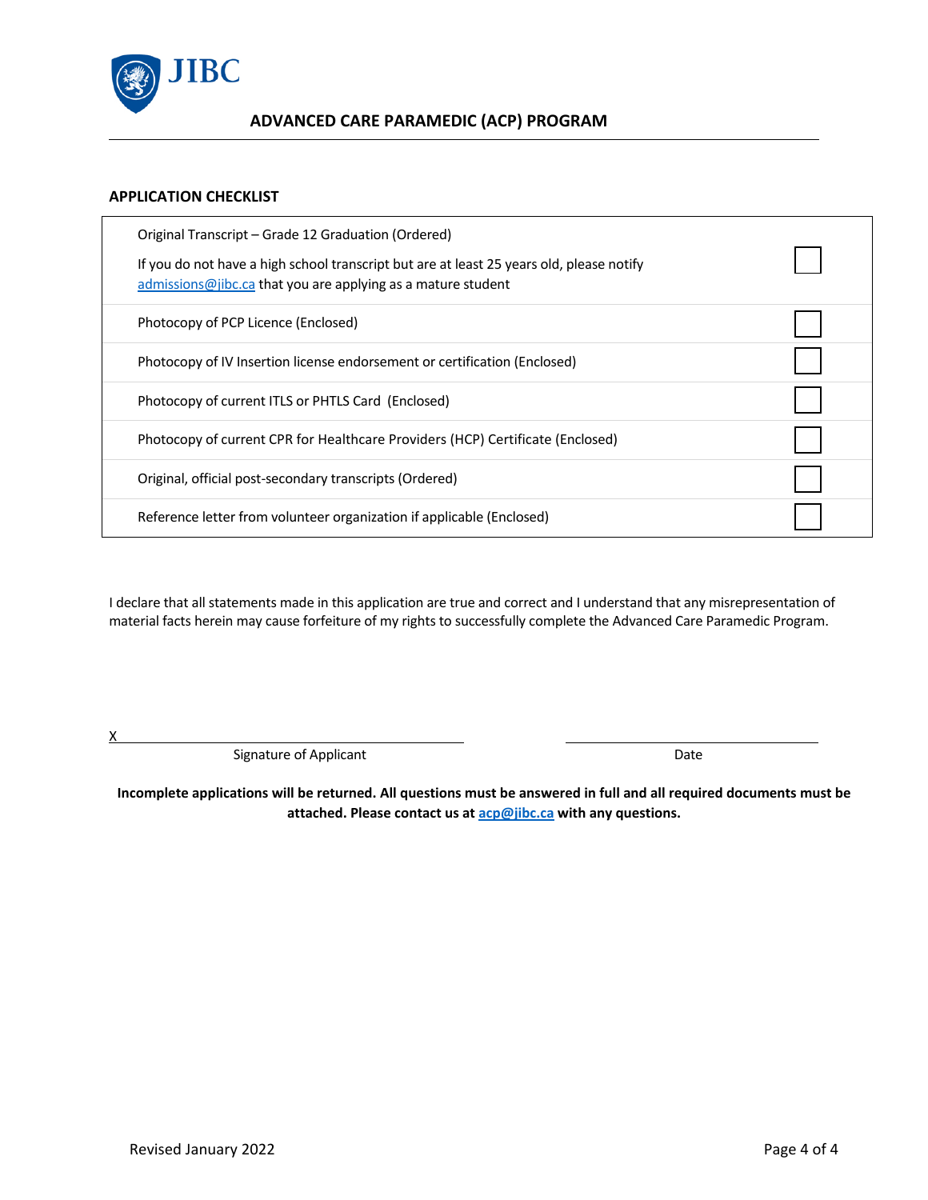JIBC

## ADVANCED CARE PARAMEDIC (ACP) PROGRAM

### APPLICATION CHECKLIST

| | |
|---|---|
| Original Transcript – Grade 12 Graduation (Ordered)<br><br>If you do not have a high school transcript but are at least 25 years old, please notify admissions@jibc.ca that you are applying as a mature student | ☐ |
| Photocopy of PCP Licence (Enclosed) | ☐ |
| Photocopy of IV Insertion license endorsement or certification (Enclosed) | ☐ |
| Photocopy of current ITLS or PHTLS Card (Enclosed) | ☐ |
| Photocopy of current CPR for Healthcare Providers (HCP) Certificate (Enclosed) | ☐ |
| Original, official post-secondary transcripts (Ordered) | ☐ |
| Reference letter from volunteer organization if applicable (Enclosed) | ☐ |

I declare that all statements made in this application are true and correct and I understand that any misrepresentation of material facts herein may cause forfeiture of my rights to successfully complete the Advanced Care Paramedic Program.

X________________________________________ ________________________

Signature of Applicant Date

**Incomplete applications will be returned. All questions must be answered in full and all required documents must be attached. Please contact us at acp@jibc.ca with any questions.**

Revised January 2022